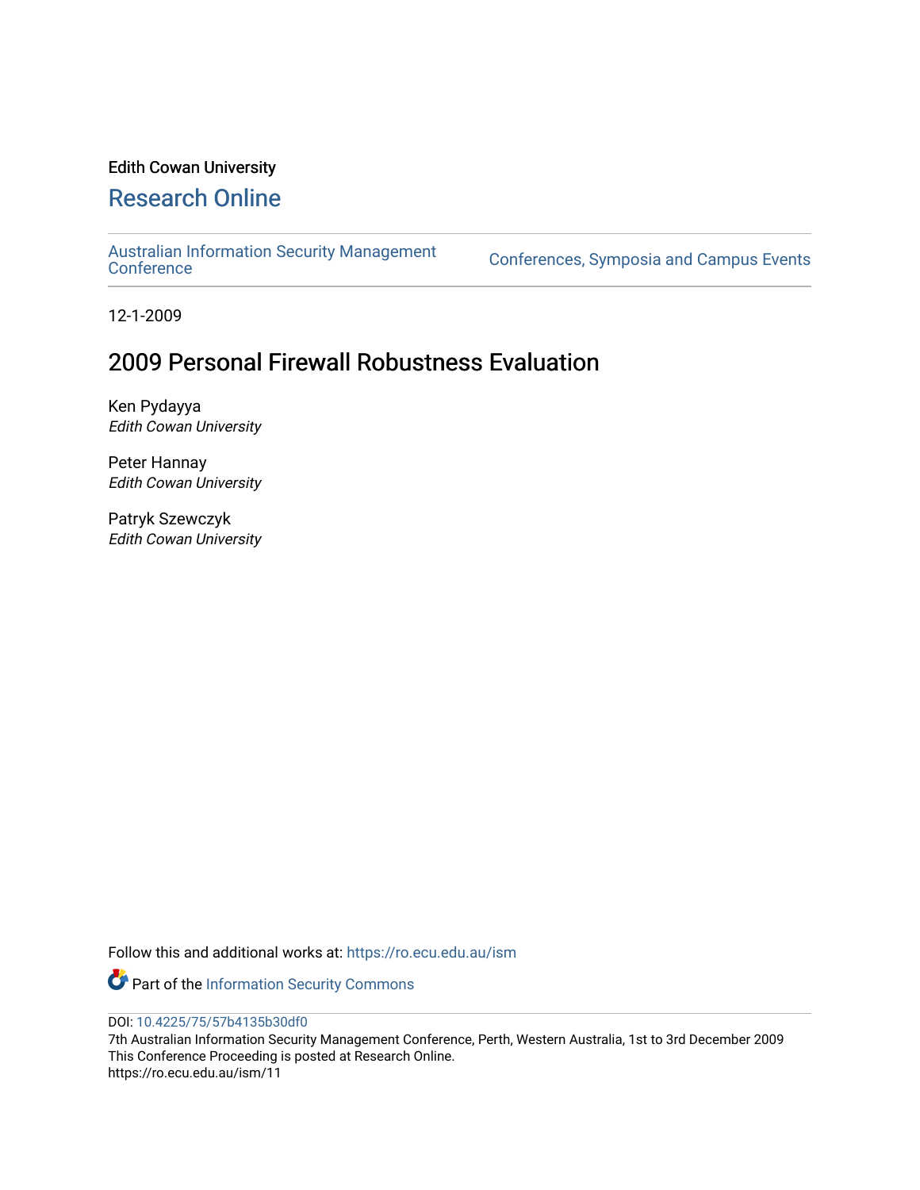Edith Cowan University

# Research Online

Australian Information Security Management Conference | Conferences, Symposia and Campus Events

12-1-2009

## 2009 Personal Firewall Robustness Evaluation

Ken Pydayya
*Edith Cowan University*

Peter Hannay
*Edith Cowan University*

Patryk Szewczyk
*Edith Cowan University*

Follow this and additional works at: https://ro.ecu.edu.au/ism

Part of the Information Security Commons

DOI: 10.4225/75/57b4135b30df0
7th Australian Information Security Management Conference, Perth, Western Australia, 1st to 3rd December 2009
This Conference Proceeding is posted at Research Online.
https://ro.ecu.edu.au/ism/11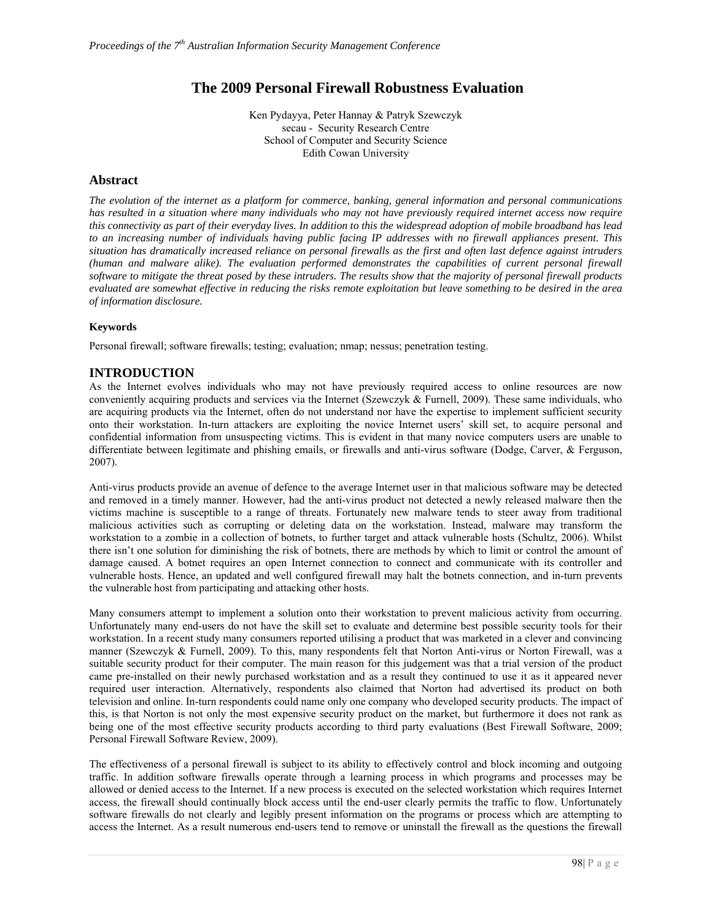# The 2009 Personal Firewall Robustness Evaluation

Ken Pydayya, Peter Hannay & Patryk Szewczyk
secau - Security Research Centre
School of Computer and Security Science
Edith Cowan University

## Abstract

*The evolution of the internet as a platform for commerce, banking, general information and personal communications has resulted in a situation where many individuals who may not have previously required internet access now require this connectivity as part of their everyday lives. In addition to this the widespread adoption of mobile broadband has lead to an increasing number of individuals having public facing IP addresses with no firewall appliances present. This situation has dramatically increased reliance on personal firewalls as the first and often last defence against intruders (human and malware alike). The evaluation performed demonstrates the capabilities of current personal firewall software to mitigate the threat posed by these intruders. The results show that the majority of personal firewall products evaluated are somewhat effective in reducing the risks remote exploitation but leave something to be desired in the area of information disclosure.*

#### Keywords

Personal firewall; software firewalls; testing; evaluation; nmap; nessus; penetration testing.

## INTRODUCTION

As the Internet evolves individuals who may not have previously required access to online resources are now conveniently acquiring products and services via the Internet (Szewczyk & Furnell, 2009). These same individuals, who are acquiring products via the Internet, often do not understand nor have the expertise to implement sufficient security onto their workstation. In-turn attackers are exploiting the novice Internet users' skill set, to acquire personal and confidential information from unsuspecting victims. This is evident in that many novice computers users are unable to differentiate between legitimate and phishing emails, or firewalls and anti-virus software (Dodge, Carver, & Ferguson, 2007).

Anti-virus products provide an avenue of defence to the average Internet user in that malicious software may be detected and removed in a timely manner. However, had the anti-virus product not detected a newly released malware then the victims machine is susceptible to a range of threats. Fortunately new malware tends to steer away from traditional malicious activities such as corrupting or deleting data on the workstation. Instead, malware may transform the workstation to a zombie in a collection of botnets, to further target and attack vulnerable hosts (Schultz, 2006). Whilst there isn't one solution for diminishing the risk of botnets, there are methods by which to limit or control the amount of damage caused. A botnet requires an open Internet connection to connect and communicate with its controller and vulnerable hosts. Hence, an updated and well configured firewall may halt the botnets connection, and in-turn prevents the vulnerable host from participating and attacking other hosts.

Many consumers attempt to implement a solution onto their workstation to prevent malicious activity from occurring. Unfortunately many end-users do not have the skill set to evaluate and determine best possible security tools for their workstation. In a recent study many consumers reported utilising a product that was marketed in a clever and convincing manner (Szewczyk & Furnell, 2009). To this, many respondents felt that Norton Anti-virus or Norton Firewall, was a suitable security product for their computer. The main reason for this judgement was that a trial version of the product came pre-installed on their newly purchased workstation and as a result they continued to use it as it appeared never required user interaction. Alternatively, respondents also claimed that Norton had advertised its product on both television and online. In-turn respondents could name only one company who developed security products. The impact of this, is that Norton is not only the most expensive security product on the market, but furthermore it does not rank as being one of the most effective security products according to third party evaluations (Best Firewall Software, 2009; Personal Firewall Software Review, 2009).

The effectiveness of a personal firewall is subject to its ability to effectively control and block incoming and outgoing traffic. In addition software firewalls operate through a learning process in which programs and processes may be allowed or denied access to the Internet. If a new process is executed on the selected workstation which requires Internet access, the firewall should continually block access until the end-user clearly permits the traffic to flow. Unfortunately software firewalls do not clearly and legibly present information on the programs or process which are attempting to access the Internet. As a result numerous end-users tend to remove or uninstall the firewall as the questions the firewall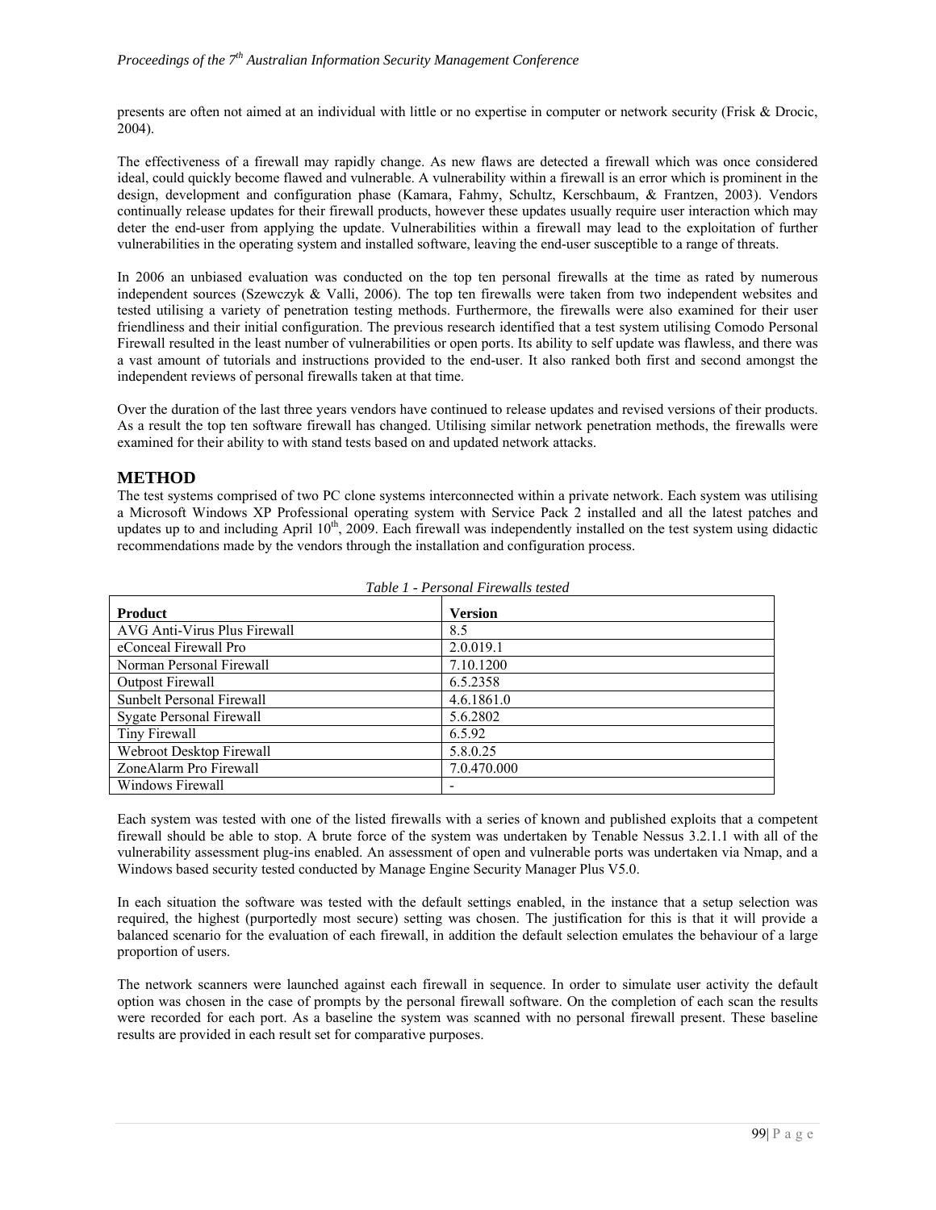presents are often not aimed at an individual with little or no expertise in computer or network security (Frisk & Drocic, 2004).

The effectiveness of a firewall may rapidly change. As new flaws are detected a firewall which was once considered ideal, could quickly become flawed and vulnerable. A vulnerability within a firewall is an error which is prominent in the design, development and configuration phase (Kamara, Fahmy, Schultz, Kerschbaum, & Frantzen, 2003). Vendors continually release updates for their firewall products, however these updates usually require user interaction which may deter the end-user from applying the update. Vulnerabilities within a firewall may lead to the exploitation of further vulnerabilities in the operating system and installed software, leaving the end-user susceptible to a range of threats.

In 2006 an unbiased evaluation was conducted on the top ten personal firewalls at the time as rated by numerous independent sources (Szewczyk & Valli, 2006). The top ten firewalls were taken from two independent websites and tested utilising a variety of penetration testing methods. Furthermore, the firewalls were also examined for their user friendliness and their initial configuration. The previous research identified that a test system utilising Comodo Personal Firewall resulted in the least number of vulnerabilities or open ports. Its ability to self update was flawless, and there was a vast amount of tutorials and instructions provided to the end-user. It also ranked both first and second amongst the independent reviews of personal firewalls taken at that time.

Over the duration of the last three years vendors have continued to release updates and revised versions of their products. As a result the top ten software firewall has changed. Utilising similar network penetration methods, the firewalls were examined for their ability to with stand tests based on and updated network attacks.

## METHOD

The test systems comprised of two PC clone systems interconnected within a private network. Each system was utilising a Microsoft Windows XP Professional operating system with Service Pack 2 installed and all the latest patches and updates up to and including April 10th, 2009. Each firewall was independently installed on the test system using didactic recommendations made by the vendors through the installation and configuration process.

*Table 1 - Personal Firewalls tested*

| Product | Version |
|---|---|
| AVG Anti-Virus Plus Firewall | 8.5 |
| eConceal Firewall Pro | 2.0.019.1 |
| Norman Personal Firewall | 7.10.1200 |
| Outpost Firewall | 6.5.2358 |
| Sunbelt Personal Firewall | 4.6.1861.0 |
| Sygate Personal Firewall | 5.6.2802 |
| Tiny Firewall | 6.5.92 |
| Webroot Desktop Firewall | 5.8.0.25 |
| ZoneAlarm Pro Firewall | 7.0.470.000 |
| Windows Firewall | - |

Each system was tested with one of the listed firewalls with a series of known and published exploits that a competent firewall should be able to stop. A brute force of the system was undertaken by Tenable Nessus 3.2.1.1 with all of the vulnerability assessment plug-ins enabled. An assessment of open and vulnerable ports was undertaken via Nmap, and a Windows based security tested conducted by Manage Engine Security Manager Plus V5.0.

In each situation the software was tested with the default settings enabled, in the instance that a setup selection was required, the highest (purportedly most secure) setting was chosen. The justification for this is that it will provide a balanced scenario for the evaluation of each firewall, in addition the default selection emulates the behaviour of a large proportion of users.

The network scanners were launched against each firewall in sequence. In order to simulate user activity the default option was chosen in the case of prompts by the personal firewall software. On the completion of each scan the results were recorded for each port. As a baseline the system was scanned with no personal firewall present. These baseline results are provided in each result set for comparative purposes.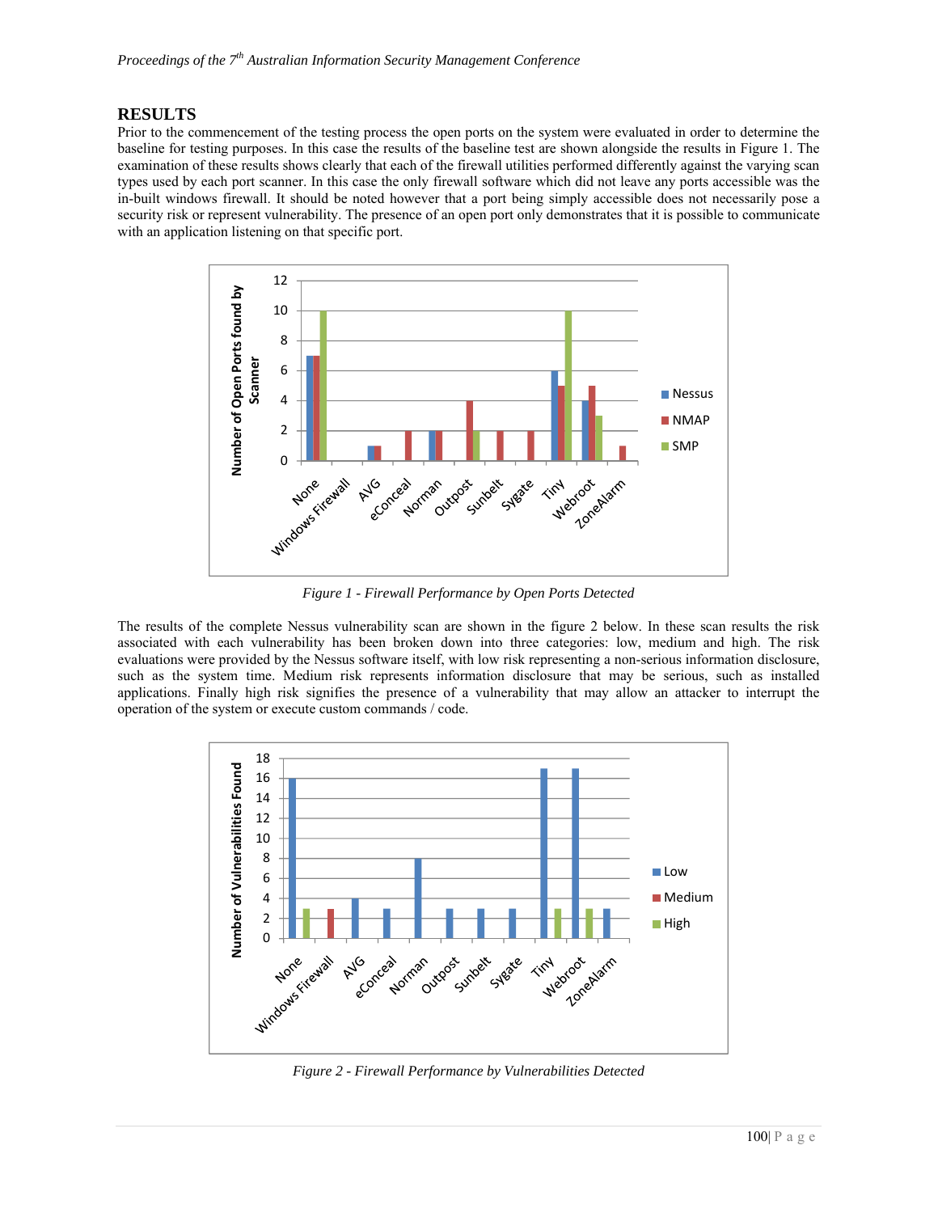## RESULTS

Prior to the commencement of the testing process the open ports on the system were evaluated in order to determine the baseline for testing purposes. In this case the results of the baseline test are shown alongside the results in Figure 1. The examination of these results shows clearly that each of the firewall utilities performed differently against the varying scan types used by each port scanner. In this case the only firewall software which did not leave any ports accessible was the in-built windows firewall. It should be noted however that a port being simply accessible does not necessarily pose a security risk or represent vulnerability. The presence of an open port only demonstrates that it is possible to communicate with an application listening on that specific port.

*Figure 1 - Firewall Performance by Open Ports Detected*

The results of the complete Nessus vulnerability scan are shown in the figure 2 below. In these scan results the risk associated with each vulnerability has been broken down into three categories: low, medium and high. The risk evaluations were provided by the Nessus software itself, with low risk representing a non-serious information disclosure, such as the system time. Medium risk represents information disclosure that may be serious, such as installed applications. Finally high risk signifies the presence of a vulnerability that may allow an attacker to interrupt the operation of the system or execute custom commands / code.

*Figure 2 - Firewall Performance by Vulnerabilities Detected*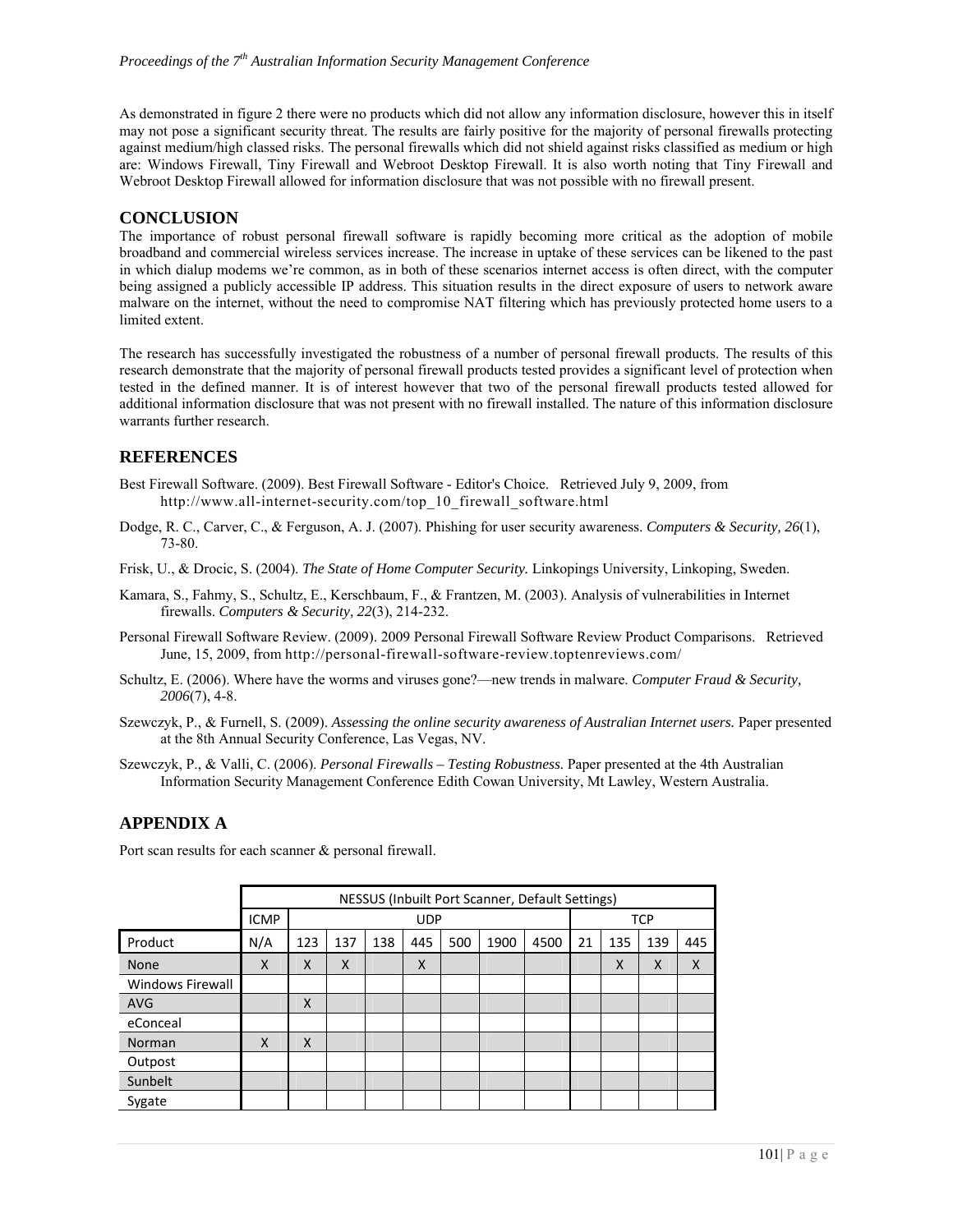As demonstrated in figure 2 there were no products which did not allow any information disclosure, however this in itself may not pose a significant security threat. The results are fairly positive for the majority of personal firewalls protecting against medium/high classed risks. The personal firewalls which did not shield against risks classified as medium or high are: Windows Firewall, Tiny Firewall and Webroot Desktop Firewall. It is also worth noting that Tiny Firewall and Webroot Desktop Firewall allowed for information disclosure that was not possible with no firewall present.

## CONCLUSION

The importance of robust personal firewall software is rapidly becoming more critical as the adoption of mobile broadband and commercial wireless services increase. The increase in uptake of these services can be likened to the past in which dialup modems we're common, as in both of these scenarios internet access is often direct, with the computer being assigned a publicly accessible IP address. This situation results in the direct exposure of users to network aware malware on the internet, without the need to compromise NAT filtering which has previously protected home users to a limited extent.

The research has successfully investigated the robustness of a number of personal firewall products. The results of this research demonstrate that the majority of personal firewall products tested provides a significant level of protection when tested in the defined manner. It is of interest however that two of the personal firewall products tested allowed for additional information disclosure that was not present with no firewall installed. The nature of this information disclosure warrants further research.

## REFERENCES

Best Firewall Software. (2009). Best Firewall Software - Editor's Choice. Retrieved July 9, 2009, from http://www.all-internet-security.com/top_10_firewall_software.html

Dodge, R. C., Carver, C., & Ferguson, A. J. (2007). Phishing for user security awareness. *Computers & Security, 26*(1), 73-80.

Frisk, U., & Drocic, S. (2004). *The State of Home Computer Security.* Linkopings University, Linkoping, Sweden.

Kamara, S., Fahmy, S., Schultz, E., Kerschbaum, F., & Frantzen, M. (2003). Analysis of vulnerabilities in Internet firewalls. *Computers & Security, 22*(3), 214-232.

Personal Firewall Software Review. (2009). 2009 Personal Firewall Software Review Product Comparisons. Retrieved June, 15, 2009, from http://personal-firewall-software-review.toptenreviews.com/

Schultz, E. (2006). Where have the worms and viruses gone?—new trends in malware. *Computer Fraud & Security, 2006*(7), 4-8.

Szewczyk, P., & Furnell, S. (2009). *Assessing the online security awareness of Australian Internet users.* Paper presented at the 8th Annual Security Conference, Las Vegas, NV.

Szewczyk, P., & Valli, C. (2006). *Personal Firewalls – Testing Robustness.* Paper presented at the 4th Australian Information Security Management Conference Edith Cowan University, Mt Lawley, Western Australia.

## APPENDIX A

Port scan results for each scanner & personal firewall.

| | NESSUS (Inbuilt Port Scanner, Default Settings) | | | | | | | | | | | |
|---|---|---|---|---|---|---|---|---|---|---|---|---|
| | ICMP | UDP | | | | | | | TCP | | | |
| Product | N/A | 123 | 137 | 138 | 445 | 500 | 1900 | 4500 | 21 | 135 | 139 | 445 |
| None | X | X | X | | X | | | | | X | X | X |
| Windows Firewall | | | | | | | | | | | | |
| AVG | | X | | | | | | | | | | |
| eConceal | | | | | | | | | | | | |
| Norman | X | X | | | | | | | | | | |
| Outpost | | | | | | | | | | | | |
| Sunbelt | | | | | | | | | | | | |
| Sygate | | | | | | | | | | | | |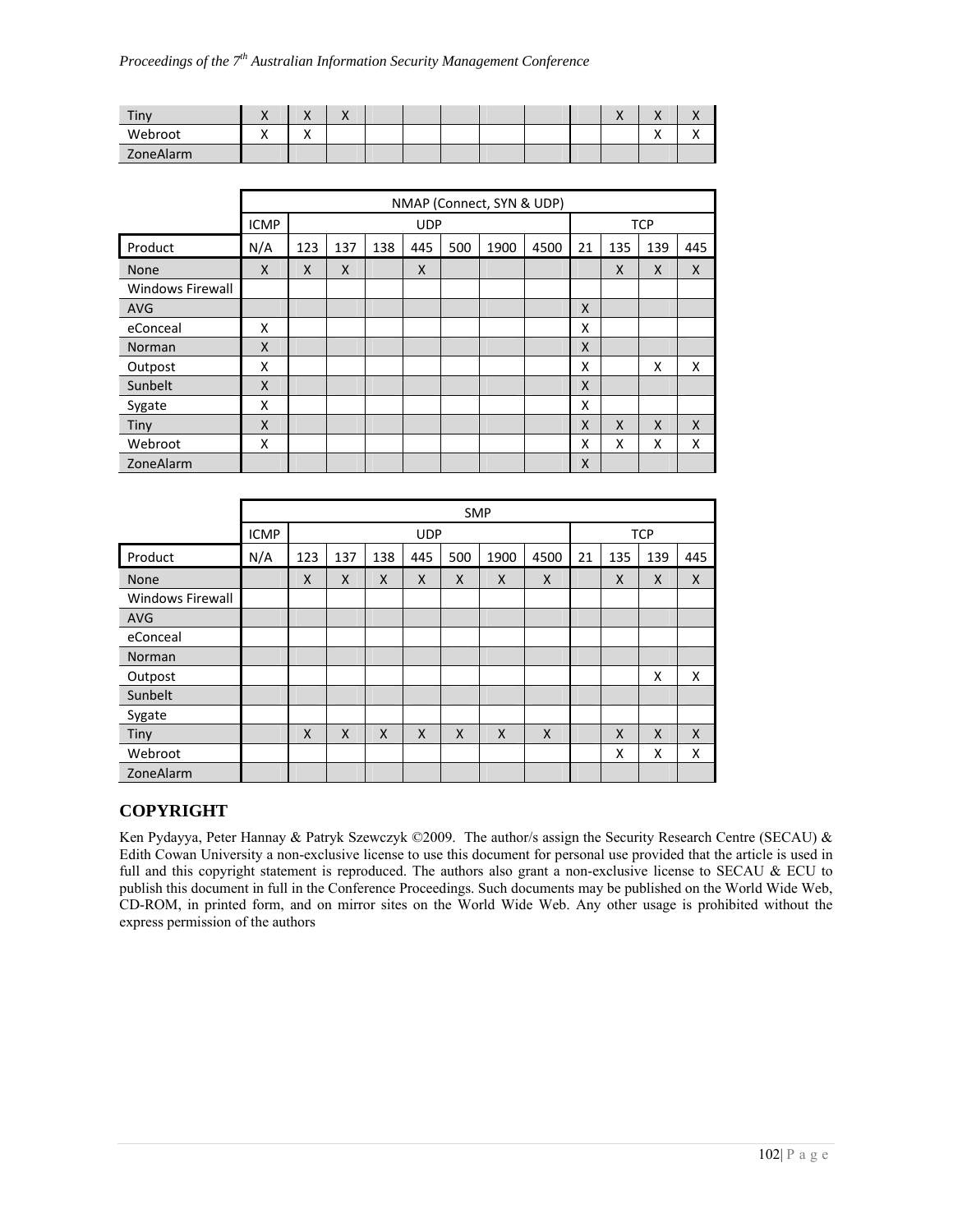| | | | | | | | | | | | | |
|---|---|---|---|---|---|---|---|---|---|---|---|---|
| Tiny | X | X | X | | | | | | | X | X | X |
| Webroot | X | X | | | | | | | | | X | X |
| ZoneAlarm | | | | | | | | | | | | |

| | NMAP (Connect, SYN & UDP) | | | | | | | | | | | |
|---|---|---|---|---|---|---|---|---|---|---|---|---|
| | ICMP | UDP | | | | | | | TCP | | | |
| Product | N/A | 123 | 137 | 138 | 445 | 500 | 1900 | 4500 | 21 | 135 | 139 | 445 |
| None | X | X | X | | X | | | | | X | X | X |
| Windows Firewall | | | | | | | | | | | | |
| AVG | | | | | | | | | X | | | |
| eConceal | X | | | | | | | | X | | | |
| Norman | X | | | | | | | | X | | | |
| Outpost | X | | | | | | | | X | | X | X |
| Sunbelt | X | | | | | | | | X | | | |
| Sygate | X | | | | | | | | X | | | |
| Tiny | X | | | | | | | | X | X | X | X |
| Webroot | X | | | | | | | | X | X | X | X |
| ZoneAlarm | | | | | | | | | X | | | |

| | SMP | | | | | | | | | | | |
|---|---|---|---|---|---|---|---|---|---|---|---|---|
| | ICMP | UDP | | | | | | | TCP | | | |
| Product | N/A | 123 | 137 | 138 | 445 | 500 | 1900 | 4500 | 21 | 135 | 139 | 445 |
| None | | X | X | X | X | X | X | X | | X | X | X |
| Windows Firewall | | | | | | | | | | | | |
| AVG | | | | | | | | | | | | |
| eConceal | | | | | | | | | | | | |
| Norman | | | | | | | | | | | | |
| Outpost | | | | | | | | | | | X | X |
| Sunbelt | | | | | | | | | | | | |
| Sygate | | | | | | | | | | | | |
| Tiny | | X | X | X | X | X | X | X | | X | X | X |
| Webroot | | | | | | | | | | X | X | X |
| ZoneAlarm | | | | | | | | | | | | |

## COPYRIGHT

Ken Pydayya, Peter Hannay & Patryk Szewczyk ©2009. The author/s assign the Security Research Centre (SECAU) & Edith Cowan University a non-exclusive license to use this document for personal use provided that the article is used in full and this copyright statement is reproduced. The authors also grant a non-exclusive license to SECAU & ECU to publish this document in full in the Conference Proceedings. Such documents may be published on the World Wide Web, CD-ROM, in printed form, and on mirror sites on the World Wide Web. Any other usage is prohibited without the express permission of the authors